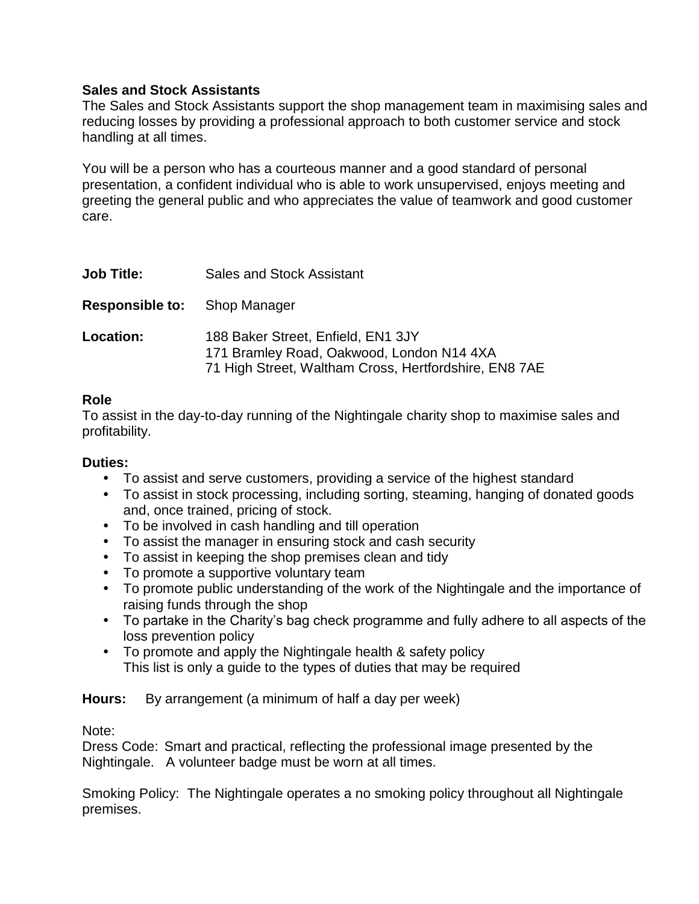**Sales and Stock Assistants**

The Sales and Stock Assistants support the shop management team in maximising sales and reducing losses by providing a professional approach to both customer service and stock handling at all times.

You will be a person who has a courteous manner and a good standard of personal presentation, a confident individual who is able to work unsupervised, enjoys meeting and greeting the general public and who appreciates the value of teamwork and good customer care.

**Job Title:** Sales and Stock Assistant

**Responsible to:** Shop Manager

**Location:** 188 Baker Street, Enfield, EN1 3JY
171 Bramley Road, Oakwood, London N14 4XA
71 High Street, Waltham Cross, Hertfordshire, EN8 7AE

**Role**

To assist in the day-to-day running of the Nightingale charity shop to maximise sales and profitability.

**Duties:**

- To assist and serve customers, providing a service of the highest standard
- To assist in stock processing, including sorting, steaming, hanging of donated goods and, once trained, pricing of stock.
- To be involved in cash handling and till operation
- To assist the manager in ensuring stock and cash security
- To assist in keeping the shop premises clean and tidy
- To promote a supportive voluntary team
- To promote public understanding of the work of the Nightingale and the importance of raising funds through the shop
- To partake in the Charity's bag check programme and fully adhere to all aspects of the loss prevention policy
- To promote and apply the Nightingale health & safety policy
  This list is only a guide to the types of duties that may be required

**Hours:** By arrangement (a minimum of half a day per week)

Note:

Dress Code: Smart and practical, reflecting the professional image presented by the Nightingale. A volunteer badge must be worn at all times.

Smoking Policy: The Nightingale operates a no smoking policy throughout all Nightingale premises.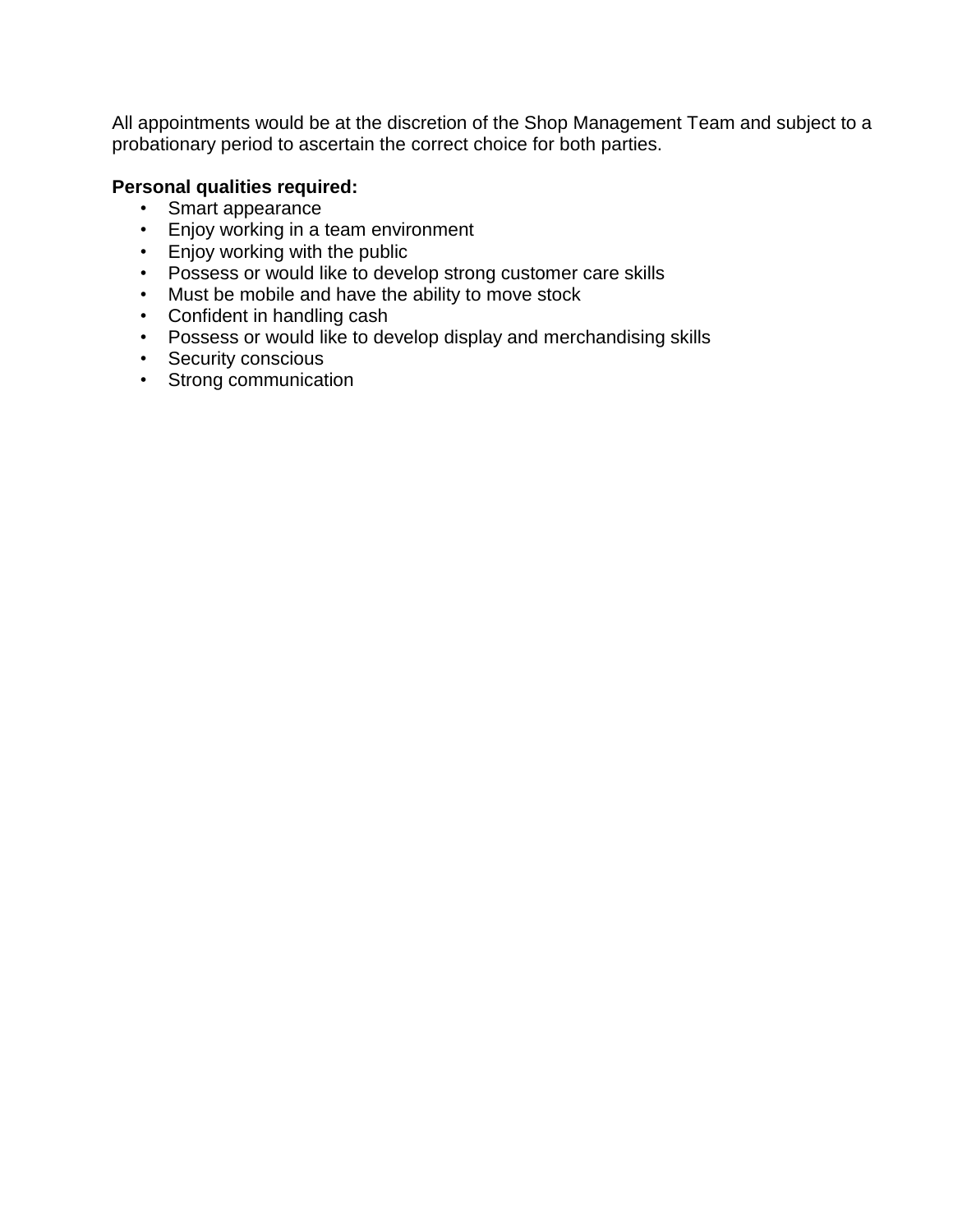All appointments would be at the discretion of the Shop Management Team and subject to a probationary period to ascertain the correct choice for both parties.

**Personal qualities required:**

- Smart appearance
- Enjoy working in a team environment
- Enjoy working with the public
- Possess or would like to develop strong customer care skills
- Must be mobile and have the ability to move stock
- Confident in handling cash
- Possess or would like to develop display and merchandising skills
- Security conscious
- Strong communication